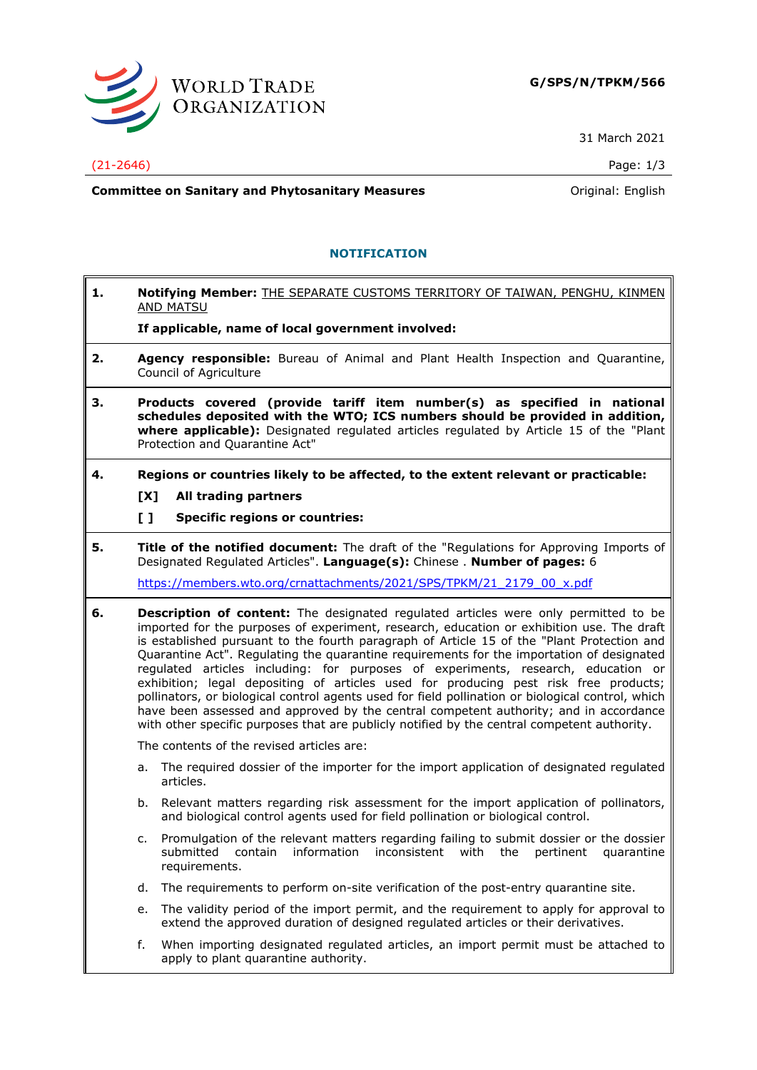G/SPS/N/TPKM/566

31 March 2021

(21-2646)

**Committee on Sanitary and Phytosanitary Measures** Original: English

## NOTIFICATION

**1. Notifying Member:** THE SEPARATE CUSTOMS TERRITORY OF TAIWAN, PENGHU, KINMEN AND MATSU

**If applicable, name of local government involved:**

**2. Agency responsible:** Bureau of Animal and Plant Health Inspection and Quarantine, Council of Agriculture

**3. Products covered (provide tariff item number(s) as specified in national schedules deposited with the WTO; ICS numbers should be provided in addition, where applicable):** Designated regulated articles regulated by Article 15 of the "Plant Protection and Quarantine Act"

**4. Regions or countries likely to be affected, to the extent relevant or practicable:**

**[X] All trading partners**

**[ ] Specific regions or countries:**

**5. Title of the notified document:** The draft of the "Regulations for Approving Imports of Designated Regulated Articles". **Language(s):** Chinese . **Number of pages:** 6

https://members.wto.org/crnattachments/2021/SPS/TPKM/21_2179_00_x.pdf

**6. Description of content:** The designated regulated articles were only permitted to be imported for the purposes of experiment, research, education or exhibition use. The draft is established pursuant to the fourth paragraph of Article 15 of the "Plant Protection and Quarantine Act". Regulating the quarantine requirements for the importation of designated regulated articles including: for purposes of experiments, research, education or exhibition; legal depositing of articles used for producing pest risk free products; pollinators, or biological control agents used for field pollination or biological control, which have been assessed and approved by the central competent authority; and in accordance with other specific purposes that are publicly notified by the central competent authority.

The contents of the revised articles are:

a. The required dossier of the importer for the import application of designated regulated articles.

b. Relevant matters regarding risk assessment for the import application of pollinators, and biological control agents used for field pollination or biological control.

c. Promulgation of the relevant matters regarding failing to submit dossier or the dossier submitted contain information inconsistent with the pertinent quarantine requirements.

d. The requirements to perform on-site verification of the post-entry quarantine site.

e. The validity period of the import permit, and the requirement to apply for approval to extend the approved duration of designed regulated articles or their derivatives.

f. When importing designated regulated articles, an import permit must be attached to apply to plant quarantine authority.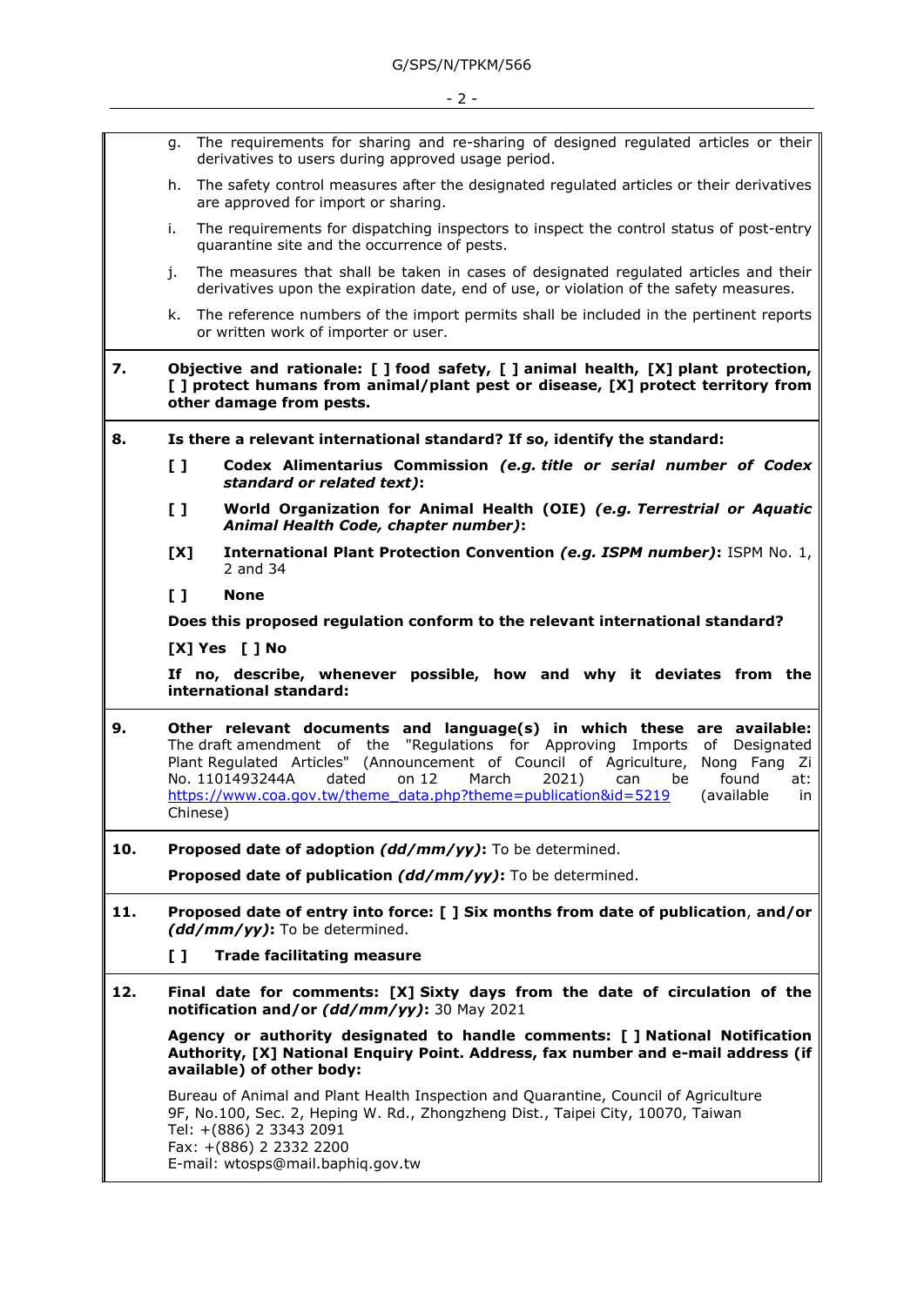g. The requirements for sharing and re-sharing of designed regulated articles or their derivatives to users during approved usage period.

h. The safety control measures after the designated regulated articles or their derivatives are approved for import or sharing.

i. The requirements for dispatching inspectors to inspect the control status of post-entry quarantine site and the occurrence of pests.

j. The measures that shall be taken in cases of designated regulated articles and their derivatives upon the expiration date, end of use, or violation of the safety measures.

k. The reference numbers of the import permits shall be included in the pertinent reports or written work of importer or user.

**7. Objective and rationale: [ ] food safety, [ ] animal health, [X] plant protection, [ ] protect humans from animal/plant pest or disease, [X] protect territory from other damage from pests.**

**8. Is there a relevant international standard? If so, identify the standard:**

**[ ] Codex Alimentarius Commission *(e.g. title or serial number of Codex standard or related text)*:**

**[ ] World Organization for Animal Health (OIE) *(e.g. Terrestrial or Aquatic Animal Health Code, chapter number)*:**

**[X] International Plant Protection Convention *(e.g. ISPM number)*:** ISPM No. 1, 2 and 34

**[ ] None**

**Does this proposed regulation conform to the relevant international standard?**

**[X] Yes [ ] No**

**If no, describe, whenever possible, how and why it deviates from the international standard:**

**9. Other relevant documents and language(s) in which these are available:** The draft amendment of the "Regulations for Approving Imports of Designated Plant Regulated Articles" (Announcement of Council of Agriculture, Nong Fang Zi No. 1101493244A dated on 12 March 2021) can be found at: https://www.coa.gov.tw/theme_data.php?theme=publication&id=5219 (available in Chinese)

**10. Proposed date of adoption *(dd/mm/yy)*:** To be determined.

**Proposed date of publication *(dd/mm/yy)*:** To be determined.

**11. Proposed date of entry into force: [ ] Six months from date of publication, and/or *(dd/mm/yy)*:** To be determined.

**[ ] Trade facilitating measure**

**12. Final date for comments: [X] Sixty days from the date of circulation of the notification and/or *(dd/mm/yy)*:** 30 May 2021

**Agency or authority designated to handle comments: [ ] National Notification Authority, [X] National Enquiry Point. Address, fax number and e-mail address (if available) of other body:**

Bureau of Animal and Plant Health Inspection and Quarantine, Council of Agriculture
9F, No.100, Sec. 2, Heping W. Rd., Zhongzheng Dist., Taipei City, 10070, Taiwan
Tel: +(886) 2 3343 2091
Fax: +(886) 2 2332 2200
E-mail: wtosps@mail.baphiq.gov.tw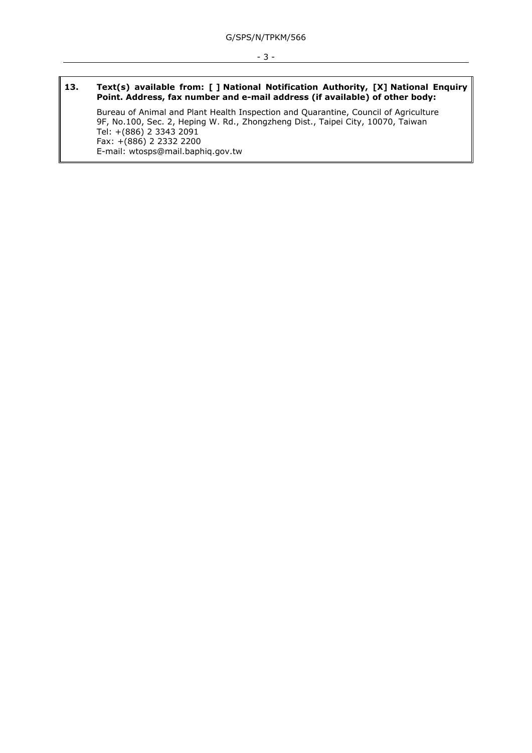**13. Text(s) available from: [ ] National Notification Authority, [X] National Enquiry Point. Address, fax number and e-mail address (if available) of other body:**

Bureau of Animal and Plant Health Inspection and Quarantine, Council of Agriculture
9F, No.100, Sec. 2, Heping W. Rd., Zhongzheng Dist., Taipei City, 10070, Taiwan
Tel: +(886) 2 3343 2091
Fax: +(886) 2 2332 2200
E-mail: wtosps@mail.baphiq.gov.tw